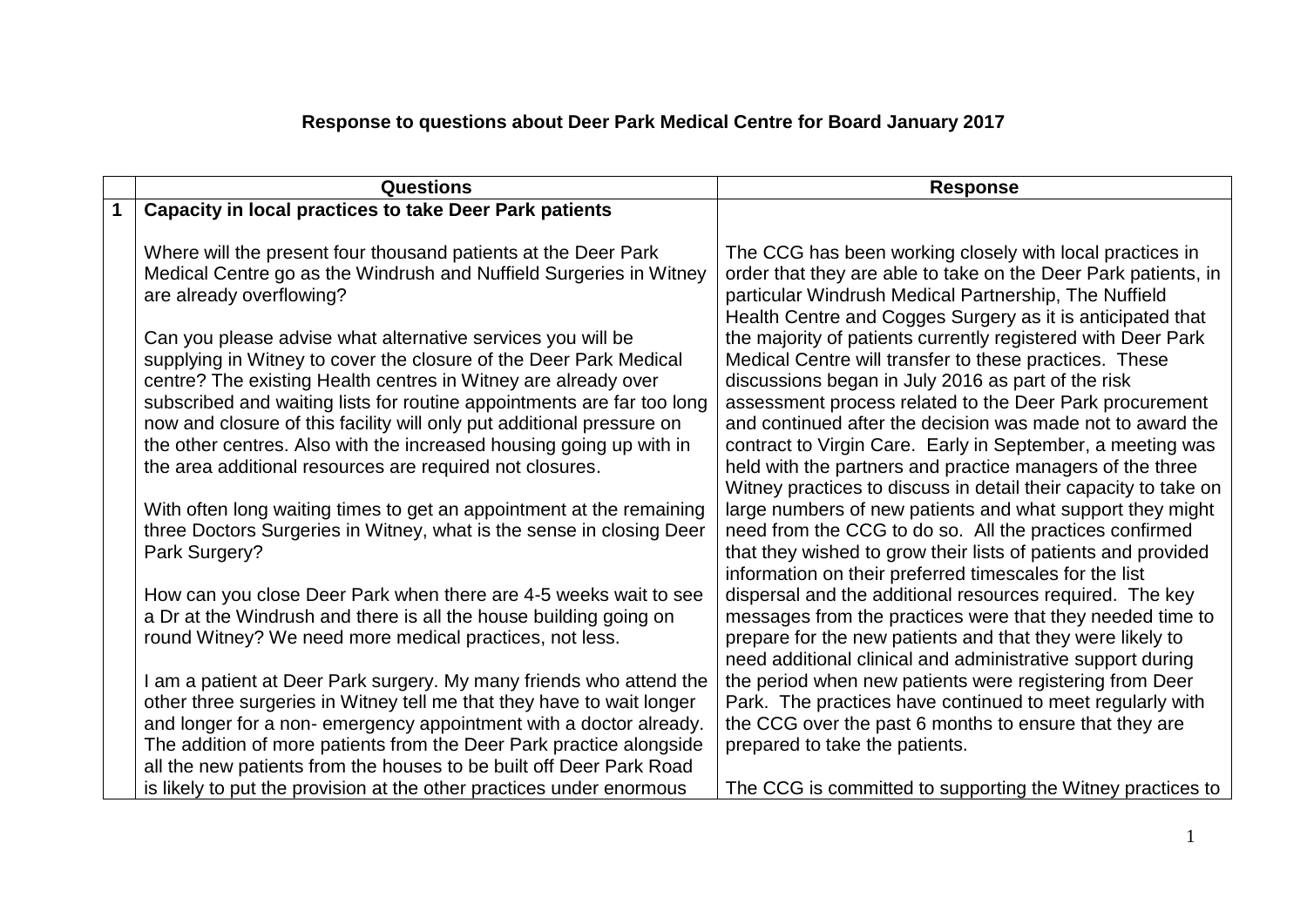# Response to questions about Deer Park Medical Centre for Board January 2017

| | Questions | Response |
|---|---|---|
| 1 | **Capacity in local practices to take Deer Park patients**<br><br>Where will the present four thousand patients at the Deer Park Medical Centre go as the Windrush and Nuffield Surgeries in Witney are already overflowing?<br><br>Can you please advise what alternative services you will be supplying in Witney to cover the closure of the Deer Park Medical centre? The existing Health centres in Witney are already over subscribed and waiting lists for routine appointments are far too long now and closure of this facility will only put additional pressure on the other centres. Also with the increased housing going up with in the area additional resources are required not closures.<br><br>With often long waiting times to get an appointment at the remaining three Doctors Surgeries in Witney, what is the sense in closing Deer Park Surgery?<br><br>How can you close Deer Park when there are 4-5 weeks wait to see a Dr at the Windrush and there is all the house building going on round Witney? We need more medical practices, not less.<br><br>I am a patient at Deer Park surgery. My many friends who attend the other three surgeries in Witney tell me that they have to wait longer and longer for a non- emergency appointment with a doctor already. The addition of more patients from the Deer Park practice alongside all the new patients from the houses to be built off Deer Park Road is likely to put the provision at the other practices under enormous | The CCG has been working closely with local practices in order that they are able to take on the Deer Park patients, in particular Windrush Medical Partnership, The Nuffield Health Centre and Cogges Surgery as it is anticipated that the majority of patients currently registered with Deer Park Medical Centre will transfer to these practices. These discussions began in July 2016 as part of the risk assessment process related to the Deer Park procurement and continued after the decision was made not to award the contract to Virgin Care. Early in September, a meeting was held with the partners and practice managers of the three Witney practices to discuss in detail their capacity to take on large numbers of new patients and what support they might need from the CCG to do so. All the practices confirmed that they wished to grow their lists of patients and provided information on their preferred timescales for the list dispersal and the additional resources required. The key messages from the practices were that they needed time to prepare for the new patients and that they were likely to need additional clinical and administrative support during the period when new patients were registering from Deer Park. The practices have continued to meet regularly with the CCG over the past 6 months to ensure that they are prepared to take the patients.<br><br>The CCG is committed to supporting the Witney practices to |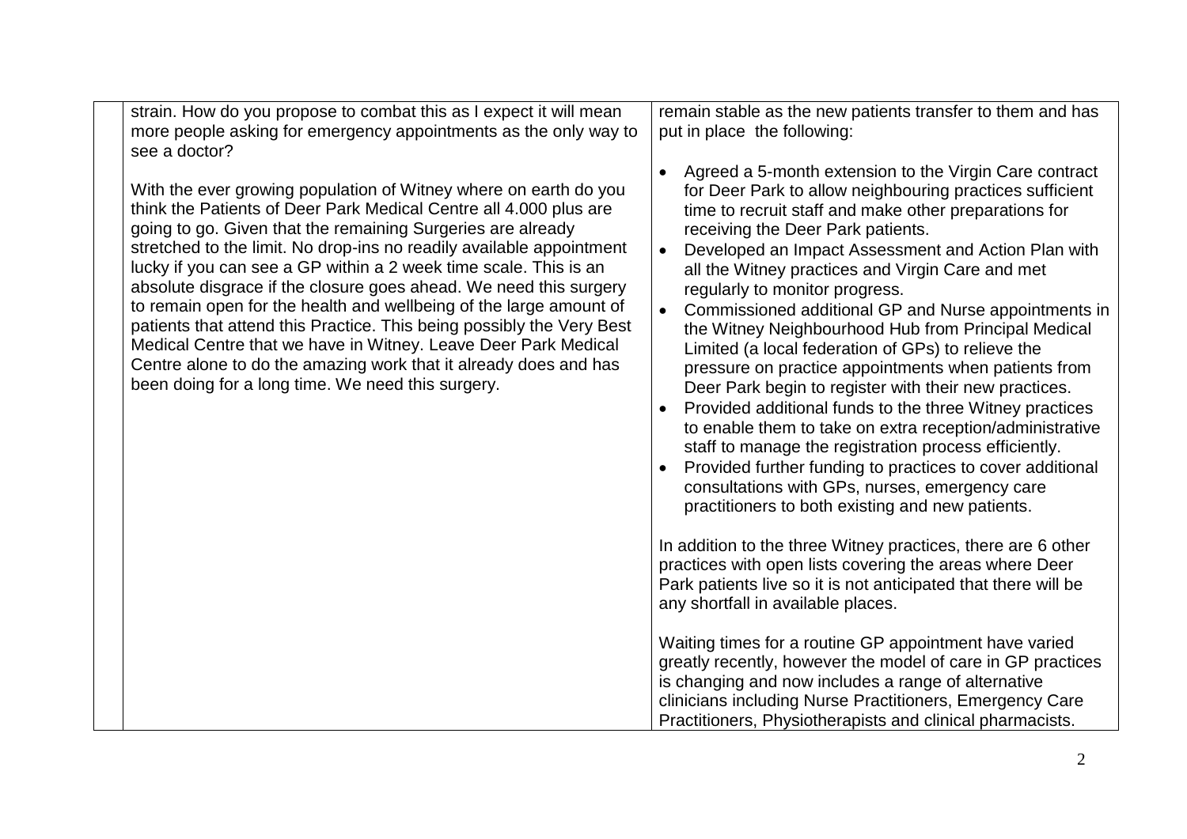| | | |
|---|---|---|
| | strain. How do you propose to combat this as I expect it will mean more people asking for emergency appointments as the only way to see a doctor?<br><br>With the ever growing population of Witney where on earth do you think the Patients of Deer Park Medical Centre all 4.000 plus are going to go. Given that the remaining Surgeries are already stretched to the limit. No drop-ins no readily available appointment lucky if you can see a GP within a 2 week time scale. This is an absolute disgrace if the closure goes ahead. We need this surgery to remain open for the health and wellbeing of the large amount of patients that attend this Practice. This being possibly the Very Best Medical Centre that we have in Witney. Leave Deer Park Medical Centre alone to do the amazing work that it already does and has been doing for a long time. We need this surgery. | remain stable as the new patients transfer to them and has put in place the following:<br><br>• Agreed a 5-month extension to the Virgin Care contract for Deer Park to allow neighbouring practices sufficient time to recruit staff and make other preparations for receiving the Deer Park patients.<br>• Developed an Impact Assessment and Action Plan with all the Witney practices and Virgin Care and met regularly to monitor progress.<br>• Commissioned additional GP and Nurse appointments in the Witney Neighbourhood Hub from Principal Medical Limited (a local federation of GPs) to relieve the pressure on practice appointments when patients from Deer Park begin to register with their new practices.<br>• Provided additional funds to the three Witney practices to enable them to take on extra reception/administrative staff to manage the registration process efficiently.<br>• Provided further funding to practices to cover additional consultations with GPs, nurses, emergency care practitioners to both existing and new patients.<br><br>In addition to the three Witney practices, there are 6 other practices with open lists covering the areas where Deer Park patients live so it is not anticipated that there will be any shortfall in available places.<br><br>Waiting times for a routine GP appointment have varied greatly recently, however the model of care in GP practices is changing and now includes a range of alternative clinicians including Nurse Practitioners, Emergency Care Practitioners, Physiotherapists and clinical pharmacists. |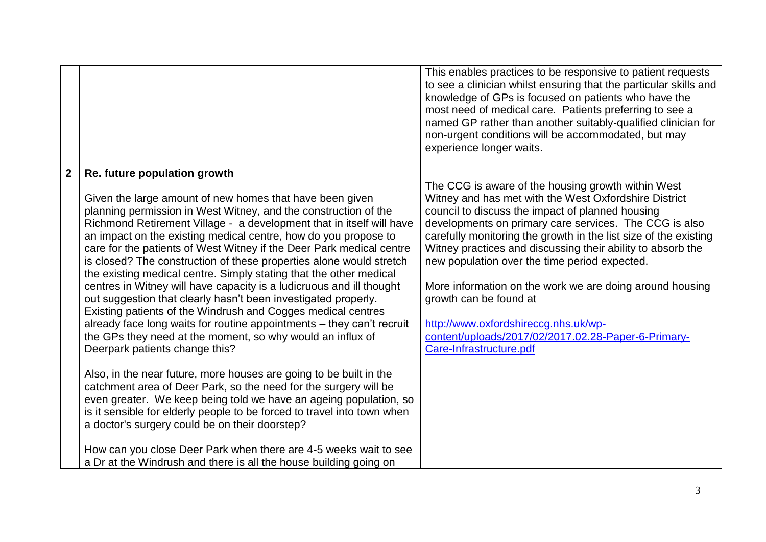| | | |
|---|---|---|
| | | This enables practices to be responsive to patient requests to see a clinician whilst ensuring that the particular skills and knowledge of GPs is focused on patients who have the most need of medical care. Patients preferring to see a named GP rather than another suitably-qualified clinician for non-urgent conditions will be accommodated, but may experience longer waits. |
| **2** | **Re. future population growth**<br><br>Given the large amount of new homes that have been given planning permission in West Witney, and the construction of the Richmond Retirement Village - a development that in itself will have an impact on the existing medical centre, how do you propose to care for the patients of West Witney if the Deer Park medical centre is closed? The construction of these properties alone would stretch the existing medical centre. Simply stating that the other medical centres in Witney will have capacity is a ludicruous and ill thought out suggestion that clearly hasn't been investigated properly. Existing patients of the Windrush and Cogges medical centres already face long waits for routine appointments – they can't recruit the GPs they need at the moment, so why would an influx of Deerpark patients change this?<br><br>Also, in the near future, more houses are going to be built in the catchment area of Deer Park, so the need for the surgery will be even greater. We keep being told we have an ageing population, so is it sensible for elderly people to be forced to travel into town when a doctor's surgery could be on their doorstep?<br><br>How can you close Deer Park when there are 4-5 weeks wait to see a Dr at the Windrush and there is all the house building going on | The CCG is aware of the housing growth within West Witney and has met with the West Oxfordshire District council to discuss the impact of planned housing developments on primary care services. The CCG is also carefully monitoring the growth in the list size of the existing Witney practices and discussing their ability to absorb the new population over the time period expected.<br><br>More information on the work we are doing around housing growth can be found at<br><br>[http://www.oxfordshireccg.nhs.uk/wp-content/uploads/2017/02/2017.02.28-Paper-6-Primary-Care-Infrastructure.pdf](http://www.oxfordshireccg.nhs.uk/wp-content/uploads/2017/02/2017.02.28-Paper-6-Primary-Care-Infrastructure.pdf) |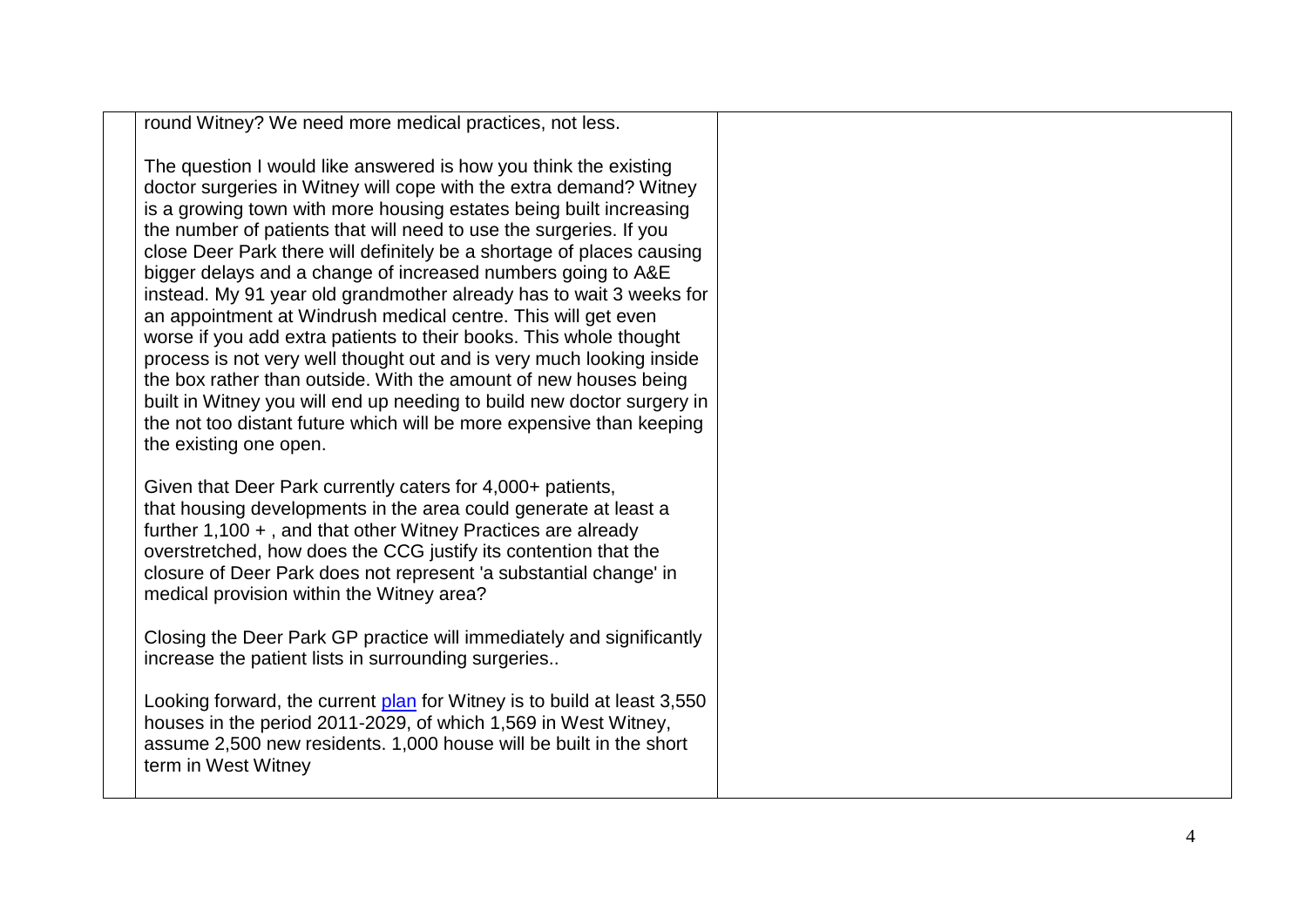| | | |
|---|---|---|
| | round Witney? We need more medical practices, not less.<br><br>The question I would like answered is how you think the existing doctor surgeries in Witney will cope with the extra demand? Witney is a growing town with more housing estates being built increasing the number of patients that will need to use the surgeries. If you close Deer Park there will definitely be a shortage of places causing bigger delays and a change of increased numbers going to A&E instead. My 91 year old grandmother already has to wait 3 weeks for an appointment at Windrush medical centre. This will get even worse if you add extra patients to their books. This whole thought process is not very well thought out and is very much looking inside the box rather than outside. With the amount of new houses being built in Witney you will end up needing to build new doctor surgery in the not too distant future which will be more expensive than keeping the existing one open.<br><br>Given that Deer Park currently caters for 4,000+ patients, that housing developments in the area could generate at least a further 1,100 + , and that other Witney Practices are already overstretched, how does the CCG justify its contention that the closure of Deer Park does not represent 'a substantial change' in medical provision within the Witney area?<br><br>Closing the Deer Park GP practice will immediately and significantly increase the patient lists in surrounding surgeries..<br><br>Looking forward, the current plan for Witney is to build at least 3,550 houses in the period 2011-2029, of which 1,569 in West Witney, assume 2,500 new residents. 1,000 house will be built in the short term in West Witney | |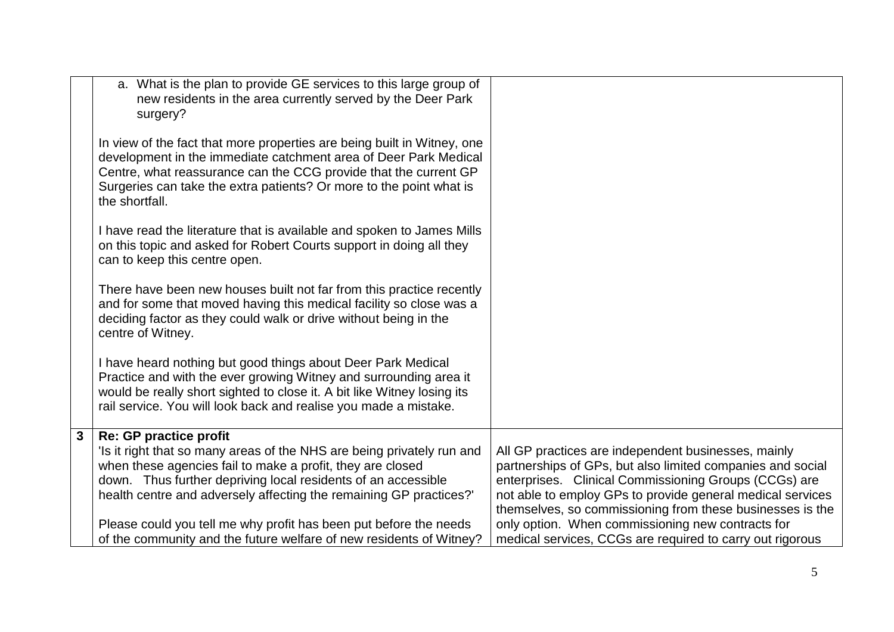| | | |
|---|---|---|
| | a. What is the plan to provide GE services to this large group of new residents in the area currently served by the Deer Park surgery?<br><br>In view of the fact that more properties are being built in Witney, one development in the immediate catchment area of Deer Park Medical Centre, what reassurance can the CCG provide that the current GP Surgeries can take the extra patients? Or more to the point what is the shortfall.<br><br>I have read the literature that is available and spoken to James Mills on this topic and asked for Robert Courts support in doing all they can to keep this centre open.<br><br>There have been new houses built not far from this practice recently and for some that moved having this medical facility so close was a deciding factor as they could walk or drive without being in the centre of Witney.<br><br>I have heard nothing but good things about Deer Park Medical Practice and with the ever growing Witney and surrounding area it would be really short sighted to close it. A bit like Witney losing its rail service. You will look back and realise you made a mistake. | |
| **3** | **Re: GP practice profit**<br>'Is it right that so many areas of the NHS are being privately run and when these agencies fail to make a profit, they are closed down. Thus further depriving local residents of an accessible health centre and adversely affecting the remaining GP practices?'<br><br>Please could you tell me why profit has been put before the needs of the community and the future welfare of new residents of Witney? | All GP practices are independent businesses, mainly partnerships of GPs, but also limited companies and social enterprises. Clinical Commissioning Groups (CCGs) are not able to employ GPs to provide general medical services themselves, so commissioning from these businesses is the only option. When commissioning new contracts for medical services, CCGs are required to carry out rigorous |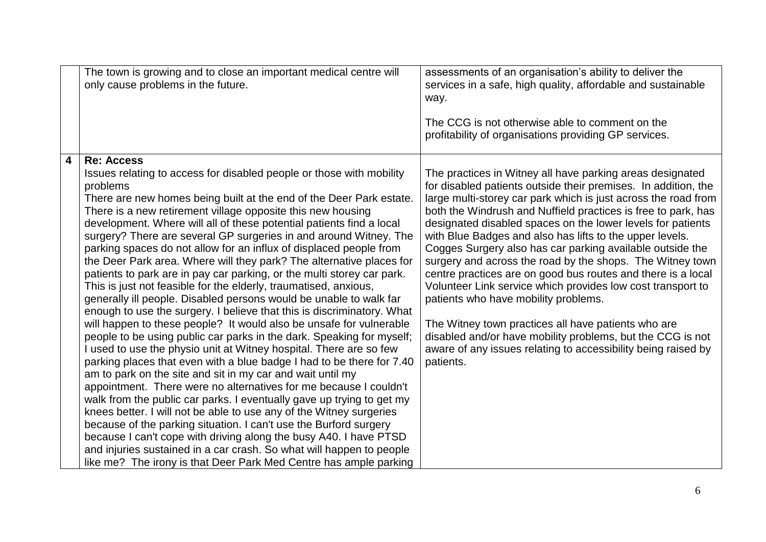| | | |
|---|---|---|
| | The town is growing and to close an important medical centre will only cause problems in the future. | assessments of an organisation's ability to deliver the services in a safe, high quality, affordable and sustainable way.<br><br>The CCG is not otherwise able to comment on the profitability of organisations providing GP services. |
| **4** | **Re: Access**<br>Issues relating to access for disabled people or those with mobility problems<br>There are new homes being built at the end of the Deer Park estate. There is a new retirement village opposite this new housing development. Where will all of these potential patients find a local surgery? There are several GP surgeries in and around Witney. The parking spaces do not allow for an influx of displaced people from the Deer Park area. Where will they park? The alternative places for patients to park are in pay car parking, or the multi storey car park. This is just not feasible for the elderly, traumatised, anxious, generally ill people. Disabled persons would be unable to walk far enough to use the surgery. I believe that this is discriminatory. What will happen to these people? It would also be unsafe for vulnerable people to be using public car parks in the dark. Speaking for myself; I used to use the physio unit at Witney hospital. There are so few parking places that even with a blue badge I had to be there for 7.40 am to park on the site and sit in my car and wait until my appointment. There were no alternatives for me because I couldn't walk from the public car parks. I eventually gave up trying to get my knees better. I will not be able to use any of the Witney surgeries because of the parking situation. I can't use the Burford surgery because I can't cope with driving along the busy A40. I have PTSD and injuries sustained in a car crash. So what will happen to people like me? The irony is that Deer Park Med Centre has ample parking | The practices in Witney all have parking areas designated for disabled patients outside their premises. In addition, the large multi-storey car park which is just across the road from both the Windrush and Nuffield practices is free to park, has designated disabled spaces on the lower levels for patients with Blue Badges and also has lifts to the upper levels. Cogges Surgery also has car parking available outside the surgery and across the road by the shops. The Witney town centre practices are on good bus routes and there is a local Volunteer Link service which provides low cost transport to patients who have mobility problems.<br><br>The Witney town practices all have patients who are disabled and/or have mobility problems, but the CCG is not aware of any issues relating to accessibility being raised by patients. |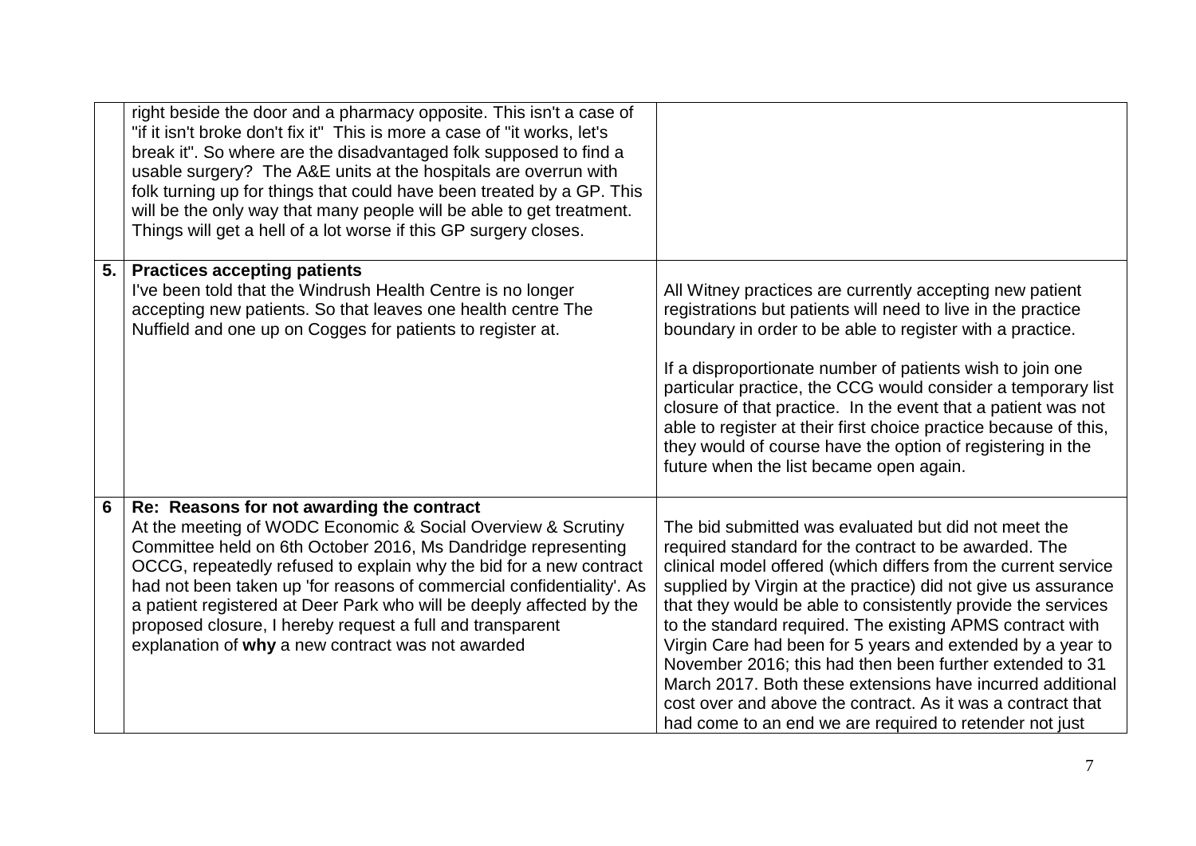|  |  |  |
|---|---|---|
|  | right beside the door and a pharmacy opposite. This isn't a case of "if it isn't broke don't fix it" This is more a case of "it works, let's break it". So where are the disadvantaged folk supposed to find a usable surgery? The A&E units at the hospitals are overrun with folk turning up for things that could have been treated by a GP. This will be the only way that many people will be able to get treatment. Things will get a hell of a lot worse if this GP surgery closes. |  |
| **5.** | **Practices accepting patients**<br>I've been told that the Windrush Health Centre is no longer accepting new patients. So that leaves one health centre The Nuffield and one up on Cogges for patients to register at. | All Witney practices are currently accepting new patient registrations but patients will need to live in the practice boundary in order to be able to register with a practice.<br><br>If a disproportionate number of patients wish to join one particular practice, the CCG would consider a temporary list closure of that practice. In the event that a patient was not able to register at their first choice practice because of this, they would of course have the option of registering in the future when the list became open again. |
| **6** | **Re: Reasons for not awarding the contract**<br>At the meeting of WODC Economic & Social Overview & Scrutiny Committee held on 6th October 2016, Ms Dandridge representing OCCG, repeatedly refused to explain why the bid for a new contract had not been taken up 'for reasons of commercial confidentiality'. As a patient registered at Deer Park who will be deeply affected by the proposed closure, I hereby request a full and transparent explanation of **why** a new contract was not awarded | The bid submitted was evaluated but did not meet the required standard for the contract to be awarded. The clinical model offered (which differs from the current service supplied by Virgin at the practice) did not give us assurance that they would be able to consistently provide the services to the standard required. The existing APMS contract with Virgin Care had been for 5 years and extended by a year to November 2016; this had then been further extended to 31 March 2017. Both these extensions have incurred additional cost over and above the contract. As it was a contract that had come to an end we are required to retender not just |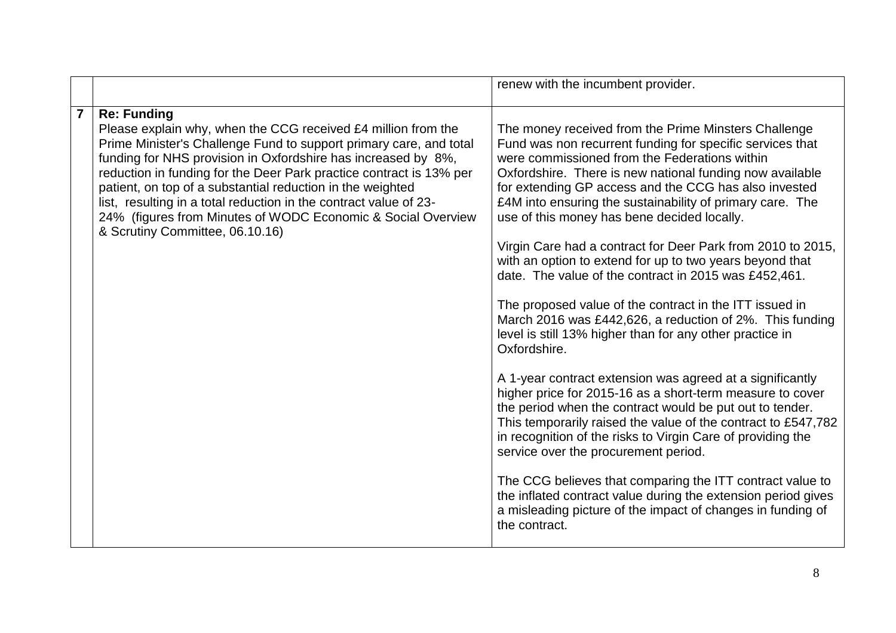| | | |
|---|---|---|
| | | renew with the incumbent provider. |
| **7** | **Re: Funding**<br>Please explain why, when the CCG received £4 million from the Prime Minister's Challenge Fund to support primary care, and total funding for NHS provision in Oxfordshire has increased by 8%, reduction in funding for the Deer Park practice contract is 13% per patient, on top of a substantial reduction in the weighted list, resulting in a total reduction in the contract value of 23-24% (figures from Minutes of WODC Economic & Social Overview & Scrutiny Committee, 06.10.16) | The money received from the Prime Minsters Challenge Fund was non recurrent funding for specific services that were commissioned from the Federations within Oxfordshire. There is new national funding now available for extending GP access and the CCG has also invested £4M into ensuring the sustainability of primary care. The use of this money has bene decided locally.<br><br>Virgin Care had a contract for Deer Park from 2010 to 2015, with an option to extend for up to two years beyond that date. The value of the contract in 2015 was £452,461.<br><br>The proposed value of the contract in the ITT issued in March 2016 was £442,626, a reduction of 2%. This funding level is still 13% higher than for any other practice in Oxfordshire.<br><br>A 1-year contract extension was agreed at a significantly higher price for 2015-16 as a short-term measure to cover the period when the contract would be put out to tender. This temporarily raised the value of the contract to £547,782 in recognition of the risks to Virgin Care of providing the service over the procurement period.<br><br>The CCG believes that comparing the ITT contract value to the inflated contract value during the extension period gives a misleading picture of the impact of changes in funding of the contract. |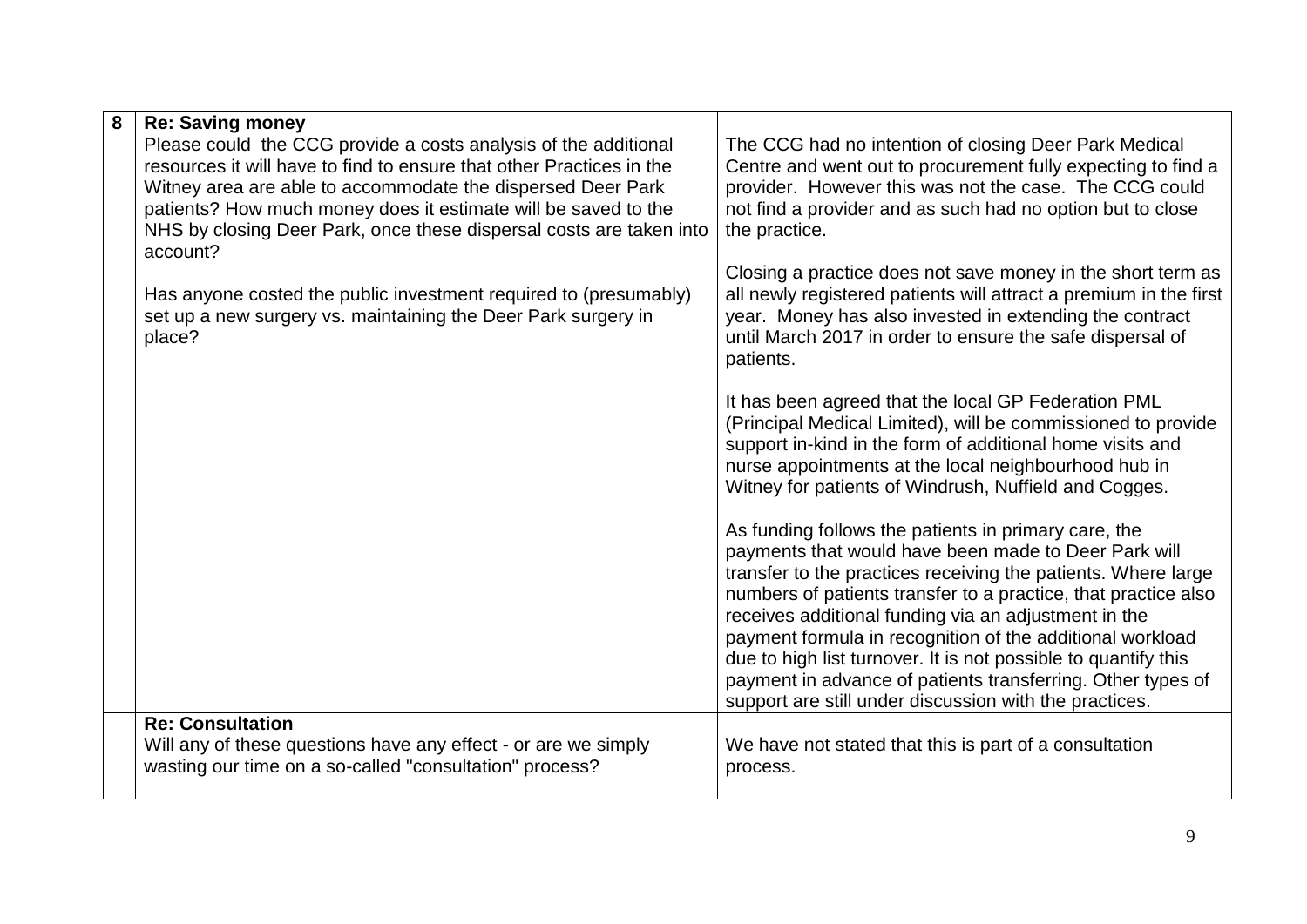| 8 | **Re: Saving money**<br>Please could the CCG provide a costs analysis of the additional resources it will have to find to ensure that other Practices in the Witney area are able to accommodate the dispersed Deer Park patients? How much money does it estimate will be saved to the NHS by closing Deer Park, once these dispersal costs are taken into account?<br><br>Has anyone costed the public investment required to (presumably) set up a new surgery vs. maintaining the Deer Park surgery in place? | The CCG had no intention of closing Deer Park Medical Centre and went out to procurement fully expecting to find a provider. However this was not the case. The CCG could not find a provider and as such had no option but to close the practice.<br><br>Closing a practice does not save money in the short term as all newly registered patients will attract a premium in the first year. Money has also invested in extending the contract until March 2017 in order to ensure the safe dispersal of patients.<br><br>It has been agreed that the local GP Federation PML (Principal Medical Limited), will be commissioned to provide support in-kind in the form of additional home visits and nurse appointments at the local neighbourhood hub in Witney for patients of Windrush, Nuffield and Cogges.<br><br>As funding follows the patients in primary care, the payments that would have been made to Deer Park will transfer to the practices receiving the patients. Where large numbers of patients transfer to a practice, that practice also receives additional funding via an adjustment in the payment formula in recognition of the additional workload due to high list turnover. It is not possible to quantify this payment in advance of patients transferring. Other types of support are still under discussion with the practices. |
|---|---|---|
| | **Re: Consultation**<br>Will any of these questions have any effect - or are we simply wasting our time on a so-called "consultation" process? | We have not stated that this is part of a consultation process. |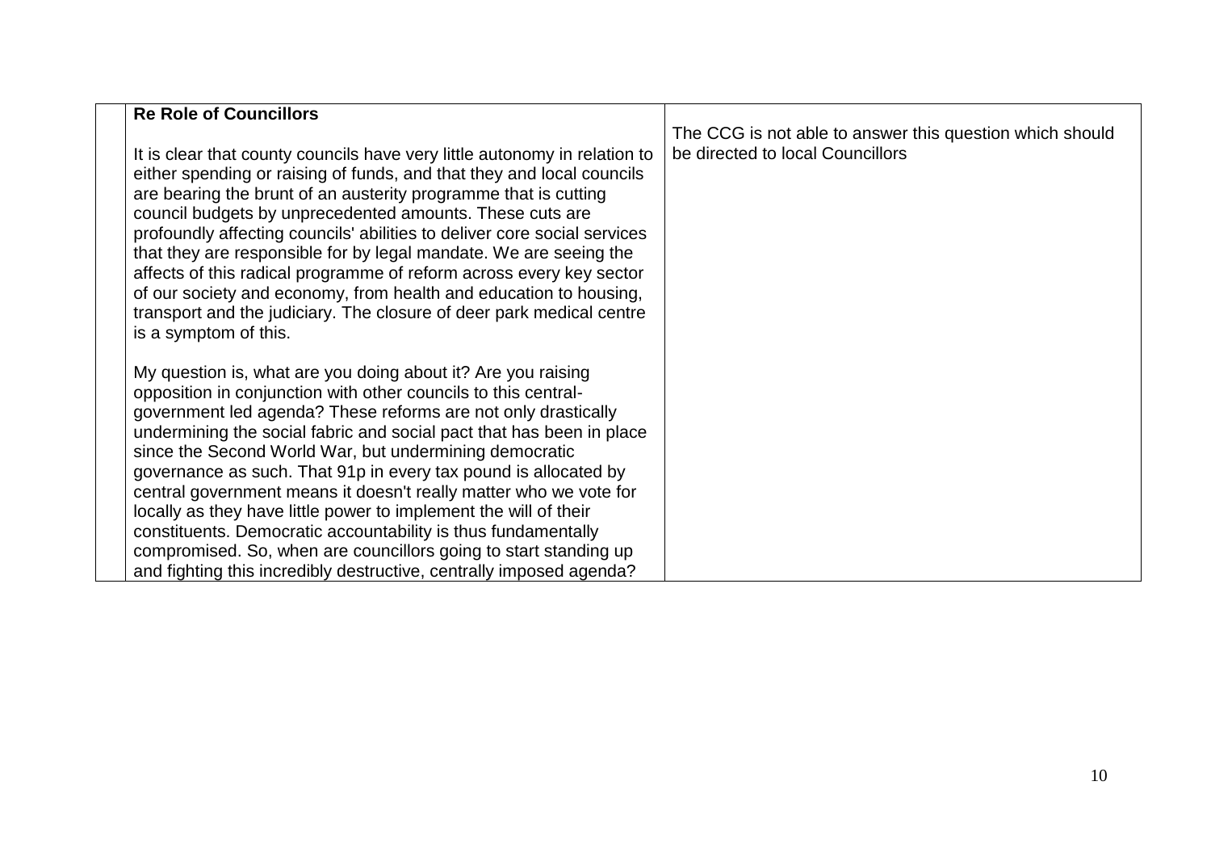| | | |
|---|---|---|
| | **Re Role of Councillors**<br><br>It is clear that county councils have very little autonomy in relation to either spending or raising of funds, and that they and local councils are bearing the brunt of an austerity programme that is cutting council budgets by unprecedented amounts. These cuts are profoundly affecting councils' abilities to deliver core social services that they are responsible for by legal mandate. We are seeing the affects of this radical programme of reform across every key sector of our society and economy, from health and education to housing, transport and the judiciary. The closure of deer park medical centre is a symptom of this.<br><br>My question is, what are you doing about it? Are you raising opposition in conjunction with other councils to this central-government led agenda? These reforms are not only drastically undermining the social fabric and social pact that has been in place since the Second World War, but undermining democratic governance as such. That 91p in every tax pound is allocated by central government means it doesn't really matter who we vote for locally as they have little power to implement the will of their constituents. Democratic accountability is thus fundamentally compromised. So, when are councillors going to start standing up and fighting this incredibly destructive, centrally imposed agenda? | The CCG is not able to answer this question which should be directed to local Councillors |